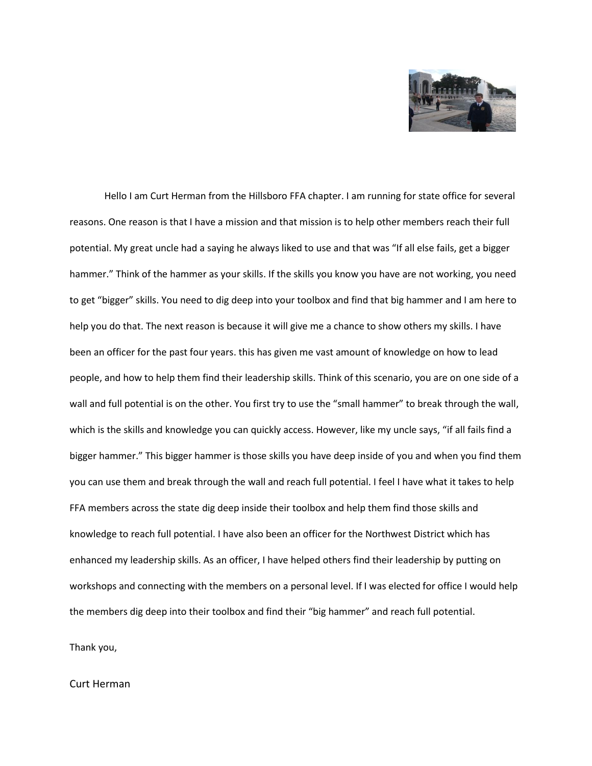Hello I am Curt Herman from the Hillsboro FFA chapter. I am running for state office for several reasons. One reason is that I have a mission and that mission is to help other members reach their full potential. My great uncle had a saying he always liked to use and that was "If all else fails, get a bigger hammer." Think of the hammer as your skills. If the skills you know you have are not working, you need to get "bigger" skills. You need to dig deep into your toolbox and find that big hammer and I am here to help you do that. The next reason is because it will give me a chance to show others my skills. I have been an officer for the past four years. this has given me vast amount of knowledge on how to lead people, and how to help them find their leadership skills. Think of this scenario, you are on one side of a wall and full potential is on the other. You first try to use the "small hammer" to break through the wall, which is the skills and knowledge you can quickly access. However, like my uncle says, "if all fails find a bigger hammer." This bigger hammer is those skills you have deep inside of you and when you find them you can use them and break through the wall and reach full potential. I feel I have what it takes to help FFA members across the state dig deep inside their toolbox and help them find those skills and knowledge to reach full potential. I have also been an officer for the Northwest District which has enhanced my leadership skills. As an officer, I have helped others find their leadership by putting on workshops and connecting with the members on a personal level. If I was elected for office I would help the members dig deep into their toolbox and find their "big hammer" and reach full potential.

Thank you,

Curt Herman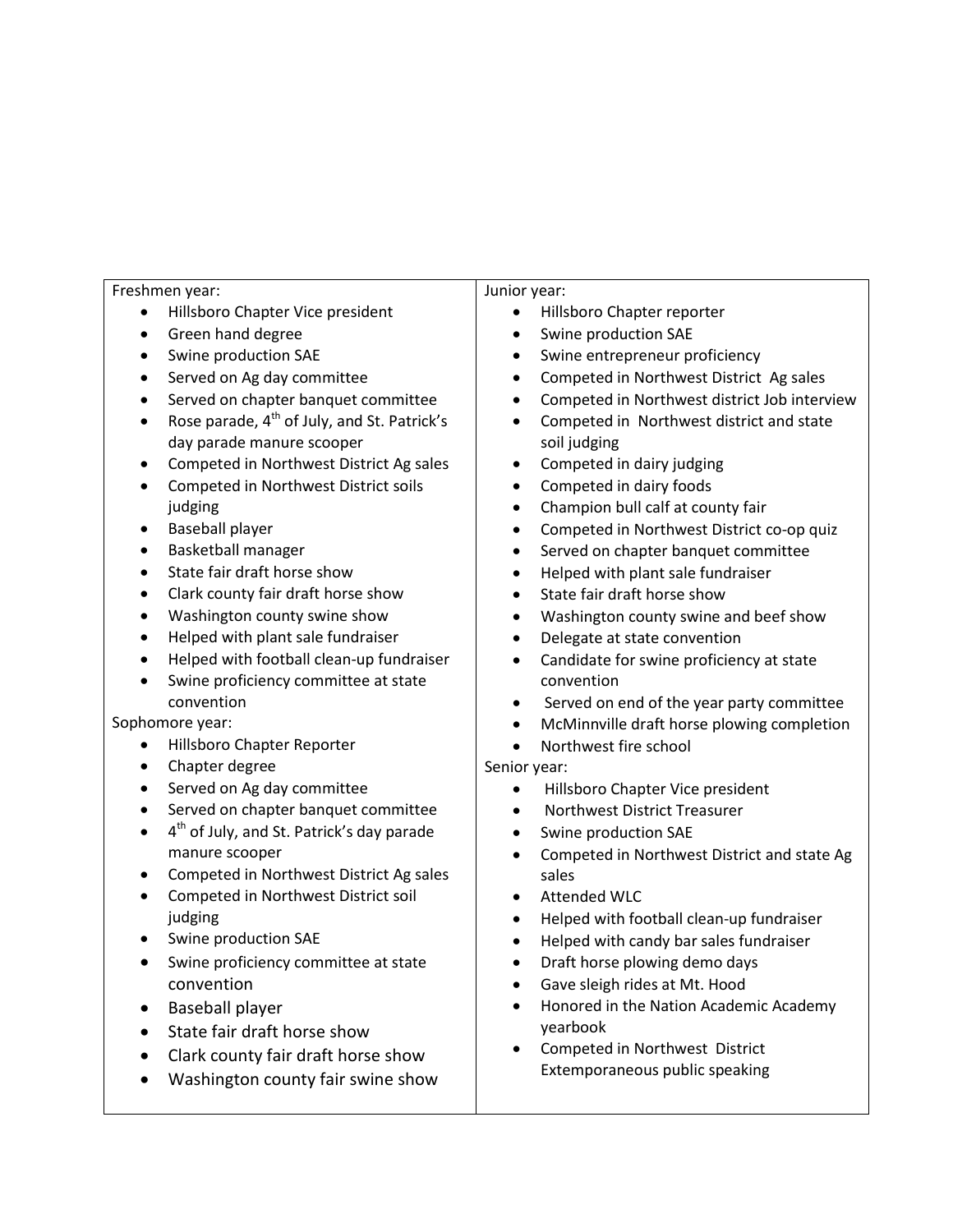Freshmen year:

- Hillsboro Chapter Vice president
- Green hand degree
- Swine production SAE
- Served on Ag day committee
- Served on chapter banquet committee
- Rose parade, 4th of July, and St. Patrick's day parade manure scooper
- Competed in Northwest District Ag sales
- Competed in Northwest District soils judging
- Baseball player
- Basketball manager
- State fair draft horse show
- Clark county fair draft horse show
- Washington county swine show
- Helped with plant sale fundraiser
- Helped with football clean-up fundraiser
- Swine proficiency committee at state convention

Sophomore year:

- Hillsboro Chapter Reporter
- Chapter degree
- Served on Ag day committee
- Served on chapter banquet committee
- 4th of July, and St. Patrick's day parade manure scooper
- Competed in Northwest District Ag sales
- Competed in Northwest District soil judging
- Swine production SAE
- Swine proficiency committee at state convention
- Baseball player
- State fair draft horse show
- Clark county fair draft horse show
- Washington county fair swine show

Junior year:

- Hillsboro Chapter reporter
- Swine production SAE
- Swine entrepreneur proficiency
- Competed in Northwest District Ag sales
- Competed in Northwest district Job interview
- Competed in Northwest district and state soil judging
- Competed in dairy judging
- Competed in dairy foods
- Champion bull calf at county fair
- Competed in Northwest District co-op quiz
- Served on chapter banquet committee
- Helped with plant sale fundraiser
- State fair draft horse show
- Washington county swine and beef show
- Delegate at state convention
- Candidate for swine proficiency at state convention
- Served on end of the year party committee
- McMinnville draft horse plowing completion
- Northwest fire school

Senior year:

- Hillsboro Chapter Vice president
- Northwest District Treasurer
- Swine production SAE
- Competed in Northwest District and state Ag sales
- Attended WLC
- Helped with football clean-up fundraiser
- Helped with candy bar sales fundraiser
- Draft horse plowing demo days
- Gave sleigh rides at Mt. Hood
- Honored in the Nation Academic Academy yearbook
- Competed in Northwest District Extemporaneous public speaking